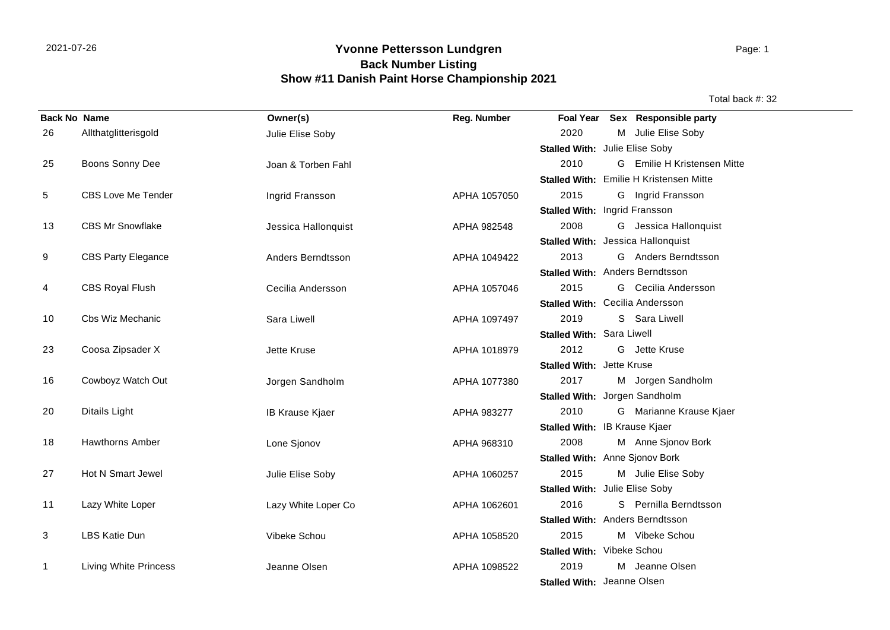2021-07-26

# Yvonne Pettersson Lundgren

## Back Number Listing

## Show #11 Danish Paint Horse Championship 2021

Total back #: 32

| Back No | Name | Owner(s) | Reg. Number | Foal Year | Sex | Responsible party |
|---|---|---|---|---|---|---|
| 26 | Allthatglitterisgold | Julie Elise Soby | | 2020 | M | Julie Elise Soby |
| | | | | **Stalled With:** Julie Elise Soby | | |
| 25 | Boons Sonny Dee | Joan & Torben Fahl | | 2010 | G | Emilie H Kristensen Mitte |
| | | | | **Stalled With:** Emilie H Kristensen Mitte | | |
| 5 | CBS Love Me Tender | Ingrid Fransson | APHA 1057050 | 2015 | G | Ingrid Fransson |
| | | | | **Stalled With:** Ingrid Fransson | | |
| 13 | CBS Mr Snowflake | Jessica Hallonquist | APHA 982548 | 2008 | G | Jessica Hallonquist |
| | | | | **Stalled With:** Jessica Hallonquist | | |
| 9 | CBS Party Elegance | Anders Berndtsson | APHA 1049422 | 2013 | G | Anders Berndtsson |
| | | | | **Stalled With:** Anders Berndtsson | | |
| 4 | CBS Royal Flush | Cecilia Andersson | APHA 1057046 | 2015 | G | Cecilia Andersson |
| | | | | **Stalled With:** Cecilia Andersson | | |
| 10 | Cbs Wiz Mechanic | Sara Liwell | APHA 1097497 | 2019 | S | Sara Liwell |
| | | | | **Stalled With:** Sara Liwell | | |
| 23 | Coosa Zipsader X | Jette Kruse | APHA 1018979 | 2012 | G | Jette Kruse |
| | | | | **Stalled With:** Jette Kruse | | |
| 16 | Cowboyz Watch Out | Jorgen Sandholm | APHA 1077380 | 2017 | M | Jorgen Sandholm |
| | | | | **Stalled With:** Jorgen Sandholm | | |
| 20 | Ditails Light | IB Krause Kjaer | APHA 983277 | 2010 | G | Marianne Krause Kjaer |
| | | | | **Stalled With:** IB Krause Kjaer | | |
| 18 | Hawthorns Amber | Lone Sjonov | APHA 968310 | 2008 | M | Anne Sjonov Bork |
| | | | | **Stalled With:** Anne Sjonov Bork | | |
| 27 | Hot N Smart Jewel | Julie Elise Soby | APHA 1060257 | 2015 | M | Julie Elise Soby |
| | | | | **Stalled With:** Julie Elise Soby | | |
| 11 | Lazy White Loper | Lazy White Loper Co | APHA 1062601 | 2016 | S | Pernilla Berndtsson |
| | | | | **Stalled With:** Anders Berndtsson | | |
| 3 | LBS Katie Dun | Vibeke Schou | APHA 1058520 | 2015 | M | Vibeke Schou |
| | | | | **Stalled With:** Vibeke Schou | | |
| 1 | Living White Princess | Jeanne Olsen | APHA 1098522 | 2019 | M | Jeanne Olsen |
| | | | | **Stalled With:** Jeanne Olsen | | |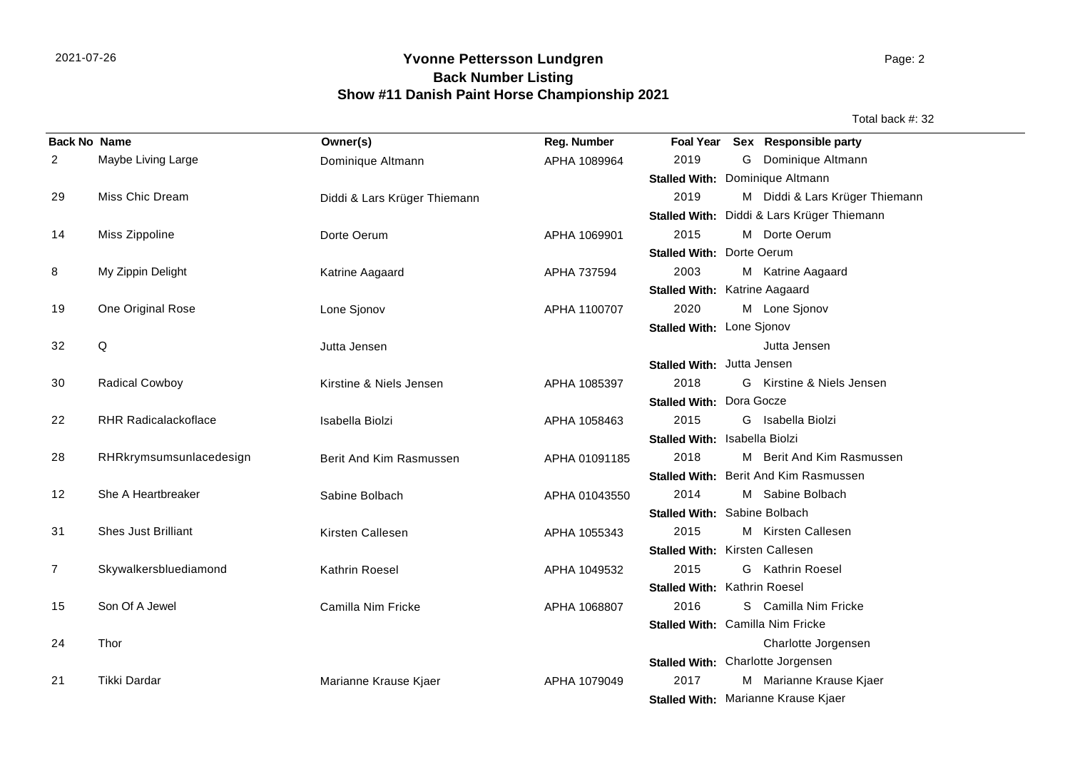# Yvonne Pettersson Lundgren
## Back Number Listing
## Show #11 Danish Paint Horse Championship 2021

Total back #: 32

| Back No | Name | Owner(s) | Reg. Number | Foal Year | Sex | Responsible party |
|---|---|---|---|---|---|---|
| 2 | Maybe Living Large | Dominique Altmann | APHA 1089964 | 2019 | G | Dominique Altmann |
| | | | | **Stalled With:** Dominique Altmann | | |
| 29 | Miss Chic Dream | Diddi & Lars Krüger Thiemann | | 2019 | M | Diddi & Lars Krüger Thiemann |
| | | | | **Stalled With:** Diddi & Lars Krüger Thiemann | | |
| 14 | Miss Zippoline | Dorte Oerum | APHA 1069901 | 2015 | M | Dorte Oerum |
| | | | | **Stalled With:** Dorte Oerum | | |
| 8 | My Zippin Delight | Katrine Aagaard | APHA 737594 | 2003 | M | Katrine Aagaard |
| | | | | **Stalled With:** Katrine Aagaard | | |
| 19 | One Original Rose | Lone Sjonov | APHA 1100707 | 2020 | M | Lone Sjonov |
| | | | | **Stalled With:** Lone Sjonov | | |
| 32 | Q | Jutta Jensen | | | | Jutta Jensen |
| | | | | **Stalled With:** Jutta Jensen | | |
| 30 | Radical Cowboy | Kirstine & Niels Jensen | APHA 1085397 | 2018 | G | Kirstine & Niels Jensen |
| | | | | **Stalled With:** Dora Gocze | | |
| 22 | RHR Radicalackoflace | Isabella Biolzi | APHA 1058463 | 2015 | G | Isabella Biolzi |
| | | | | **Stalled With:** Isabella Biolzi | | |
| 28 | RHRkrymsumsunlacedesign | Berit And Kim Rasmussen | APHA 01091185 | 2018 | M | Berit And Kim Rasmussen |
| | | | | **Stalled With:** Berit And Kim Rasmussen | | |
| 12 | She A Heartbreaker | Sabine Bolbach | APHA 01043550 | 2014 | M | Sabine Bolbach |
| | | | | **Stalled With:** Sabine Bolbach | | |
| 31 | Shes Just Brilliant | Kirsten Callesen | APHA 1055343 | 2015 | M | Kirsten Callesen |
| | | | | **Stalled With:** Kirsten Callesen | | |
| 7 | Skywalkersbluediamond | Kathrin Roesel | APHA 1049532 | 2015 | G | Kathrin Roesel |
| | | | | **Stalled With:** Kathrin Roesel | | |
| 15 | Son Of A Jewel | Camilla Nim Fricke | APHA 1068807 | 2016 | S | Camilla Nim Fricke |
| | | | | **Stalled With:** Camilla Nim Fricke | | |
| 24 | Thor | | | | | Charlotte Jorgensen |
| | | | | **Stalled With:** Charlotte Jorgensen | | |
| 21 | Tikki Dardar | Marianne Krause Kjaer | APHA 1079049 | 2017 | M | Marianne Krause Kjaer |
| | | | | **Stalled With:** Marianne Krause Kjaer | | |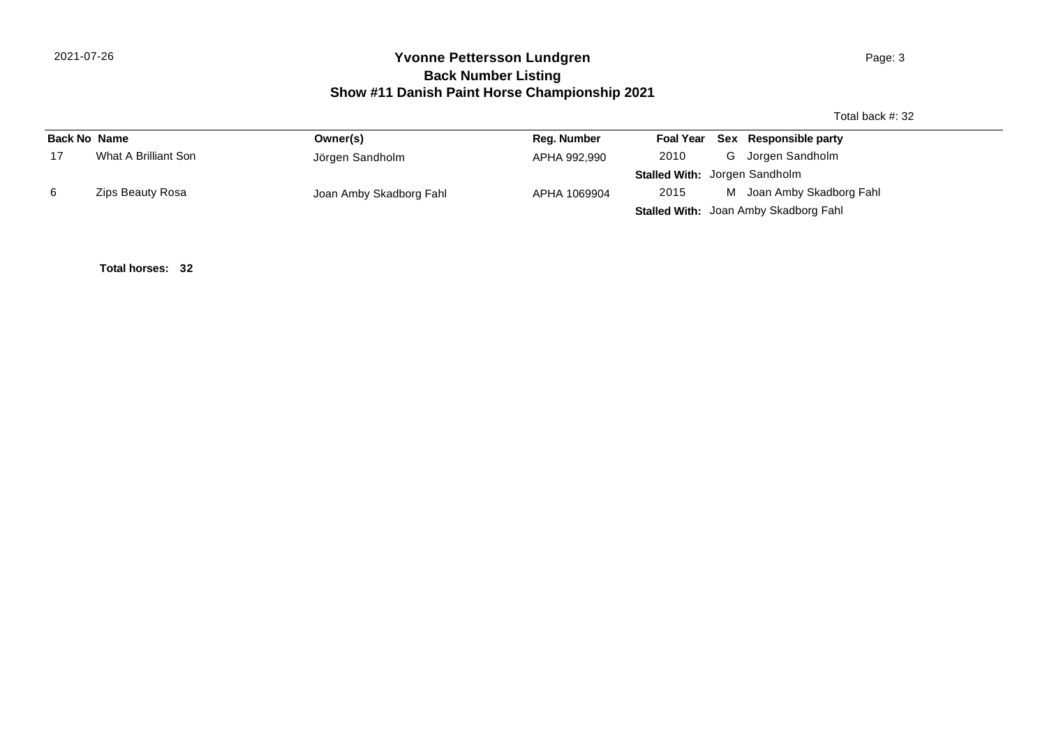# Yvonne Pettersson Lundgren

## Back Number Listing

## Show #11 Danish Paint Horse Championship 2021

Total back #: 32

| Back No | Name | Owner(s) | Reg. Number | Foal Year | Sex | Responsible party |
|---|---|---|---|---|---|---|
| 17 | What A Brilliant Son | Jörgen Sandholm | APHA 992,990 | 2010 | G | Jorgen Sandholm |
| | | | | **Stalled With:** | | Jorgen Sandholm |
| 6 | Zips Beauty Rosa | Joan Amby Skadborg Fahl | APHA 1069904 | 2015 | M | Joan Amby Skadborg Fahl |
| | | | | **Stalled With:** | | Joan Amby Skadborg Fahl |

**Total horses: 32**